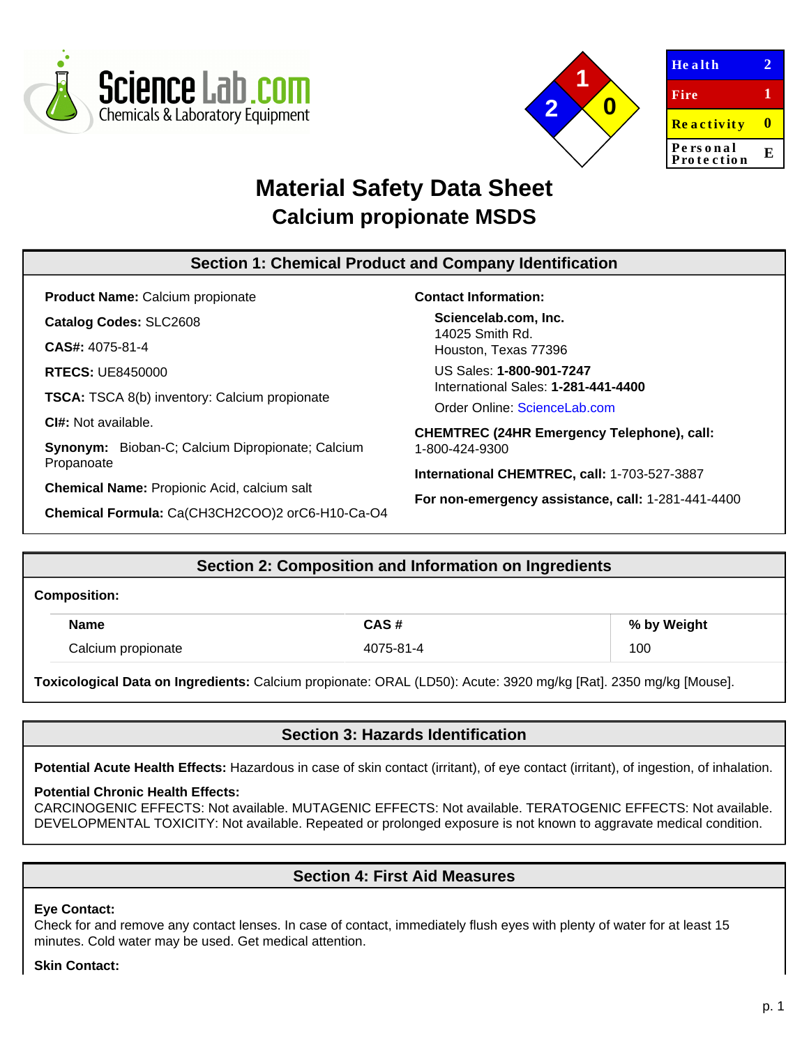| Health | 2 |
|---|---|
| Fire | 1 |
| Reactivity | 0 |
| Personal Protection | E |

# Material Safety Data Sheet
## Calcium propionate MSDS

### Section 1: Chemical Product and Company Identification

**Product Name:** Calcium propionate

**Catalog Codes:** SLC2608

**CAS#:** 4075-81-4

**RTECS:** UE8450000

**TSCA:** TSCA 8(b) inventory: Calcium propionate

**CI#:** Not available.

**Synonym:** Bioban-C; Calcium Dipropionate; Calcium Propanoate

**Chemical Name:** Propionic Acid, calcium salt

**Chemical Formula:** Ca(CH3CH2COO)2 orC6-H10-Ca-O4

**Contact Information:**

**Sciencelab.com, Inc.**
14025 Smith Rd.
Houston, Texas 77396

US Sales: **1-800-901-7247**
International Sales: **1-281-441-4400**

Order Online: ScienceLab.com

**CHEMTREC (24HR Emergency Telephone), call:**
1-800-424-9300

**International CHEMTREC, call:** 1-703-527-3887

**For non-emergency assistance, call:** 1-281-441-4400

### Section 2: Composition and Information on Ingredients

**Composition:**

| Name | CAS # | % by Weight |
|---|---|---|
| Calcium propionate | 4075-81-4 | 100 |

**Toxicological Data on Ingredients:** Calcium propionate: ORAL (LD50): Acute: 3920 mg/kg [Rat]. 2350 mg/kg [Mouse].

### Section 3: Hazards Identification

**Potential Acute Health Effects:** Hazardous in case of skin contact (irritant), of eye contact (irritant), of ingestion, of inhalation.

**Potential Chronic Health Effects:**
CARCINOGENIC EFFECTS: Not available. MUTAGENIC EFFECTS: Not available. TERATOGENIC EFFECTS: Not available. DEVELOPMENTAL TOXICITY: Not available. Repeated or prolonged exposure is not known to aggravate medical condition.

### Section 4: First Aid Measures

**Eye Contact:**
Check for and remove any contact lenses. In case of contact, immediately flush eyes with plenty of water for at least 15 minutes. Cold water may be used. Get medical attention.

**Skin Contact:**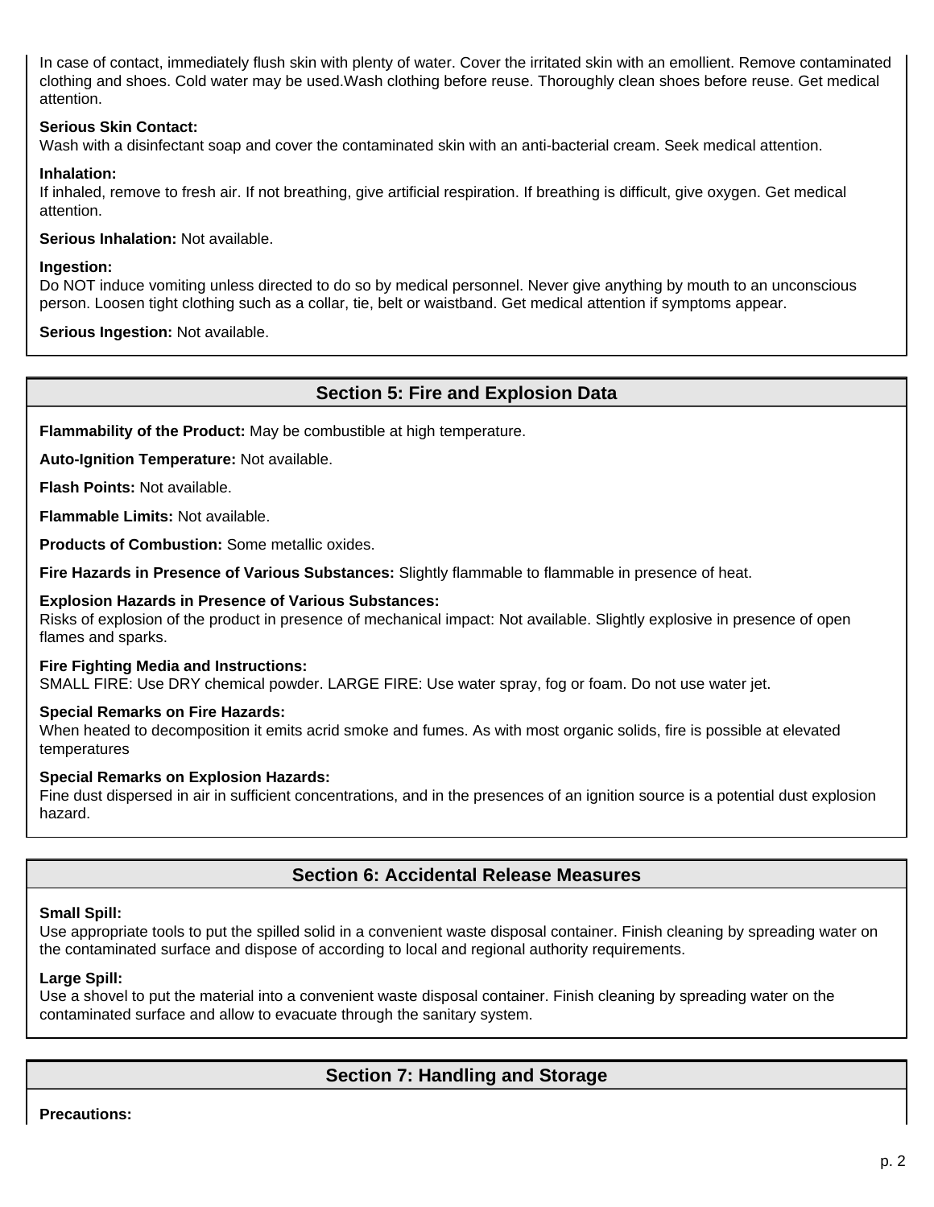In case of contact, immediately flush skin with plenty of water. Cover the irritated skin with an emollient. Remove contaminated clothing and shoes. Cold water may be used.Wash clothing before reuse. Thoroughly clean shoes before reuse. Get medical attention.

**Serious Skin Contact:**
Wash with a disinfectant soap and cover the contaminated skin with an anti-bacterial cream. Seek medical attention.

**Inhalation:**
If inhaled, remove to fresh air. If not breathing, give artificial respiration. If breathing is difficult, give oxygen. Get medical attention.

**Serious Inhalation:** Not available.

**Ingestion:**
Do NOT induce vomiting unless directed to do so by medical personnel. Never give anything by mouth to an unconscious person. Loosen tight clothing such as a collar, tie, belt or waistband. Get medical attention if symptoms appear.

**Serious Ingestion:** Not available.

## Section 5: Fire and Explosion Data

**Flammability of the Product:** May be combustible at high temperature.

**Auto-Ignition Temperature:** Not available.

**Flash Points:** Not available.

**Flammable Limits:** Not available.

**Products of Combustion:** Some metallic oxides.

**Fire Hazards in Presence of Various Substances:** Slightly flammable to flammable in presence of heat.

**Explosion Hazards in Presence of Various Substances:**
Risks of explosion of the product in presence of mechanical impact: Not available. Slightly explosive in presence of open flames and sparks.

**Fire Fighting Media and Instructions:**
SMALL FIRE: Use DRY chemical powder. LARGE FIRE: Use water spray, fog or foam. Do not use water jet.

**Special Remarks on Fire Hazards:**
When heated to decomposition it emits acrid smoke and fumes. As with most organic solids, fire is possible at elevated temperatures

**Special Remarks on Explosion Hazards:**
Fine dust dispersed in air in sufficient concentrations, and in the presences of an ignition source is a potential dust explosion hazard.

## Section 6: Accidental Release Measures

**Small Spill:**
Use appropriate tools to put the spilled solid in a convenient waste disposal container. Finish cleaning by spreading water on the contaminated surface and dispose of according to local and regional authority requirements.

**Large Spill:**
Use a shovel to put the material into a convenient waste disposal container. Finish cleaning by spreading water on the contaminated surface and allow to evacuate through the sanitary system.

## Section 7: Handling and Storage

**Precautions:**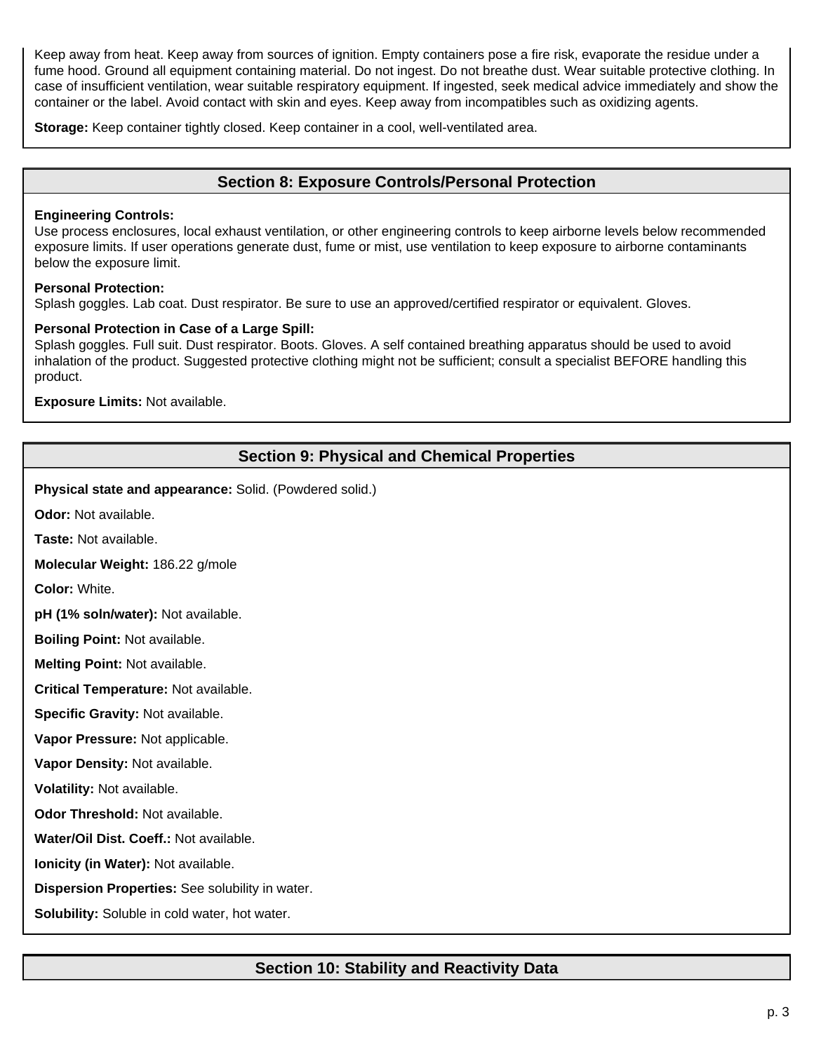Keep away from heat. Keep away from sources of ignition. Empty containers pose a fire risk, evaporate the residue under a fume hood. Ground all equipment containing material. Do not ingest. Do not breathe dust. Wear suitable protective clothing. In case of insufficient ventilation, wear suitable respiratory equipment. If ingested, seek medical advice immediately and show the container or the label. Avoid contact with skin and eyes. Keep away from incompatibles such as oxidizing agents.

**Storage:** Keep container tightly closed. Keep container in a cool, well-ventilated area.

## Section 8: Exposure Controls/Personal Protection

**Engineering Controls:**
Use process enclosures, local exhaust ventilation, or other engineering controls to keep airborne levels below recommended exposure limits. If user operations generate dust, fume or mist, use ventilation to keep exposure to airborne contaminants below the exposure limit.

**Personal Protection:**
Splash goggles. Lab coat. Dust respirator. Be sure to use an approved/certified respirator or equivalent. Gloves.

**Personal Protection in Case of a Large Spill:**
Splash goggles. Full suit. Dust respirator. Boots. Gloves. A self contained breathing apparatus should be used to avoid inhalation of the product. Suggested protective clothing might not be sufficient; consult a specialist BEFORE handling this product.

**Exposure Limits:** Not available.

## Section 9: Physical and Chemical Properties

**Physical state and appearance:** Solid. (Powdered solid.)

**Odor:** Not available.

**Taste:** Not available.

**Molecular Weight:** 186.22 g/mole

**Color:** White.

**pH (1% soln/water):** Not available.

**Boiling Point:** Not available.

**Melting Point:** Not available.

**Critical Temperature:** Not available.

**Specific Gravity:** Not available.

**Vapor Pressure:** Not applicable.

**Vapor Density:** Not available.

**Volatility:** Not available.

**Odor Threshold:** Not available.

**Water/Oil Dist. Coeff.:** Not available.

**Ionicity (in Water):** Not available.

**Dispersion Properties:** See solubility in water.

**Solubility:** Soluble in cold water, hot water.

## Section 10: Stability and Reactivity Data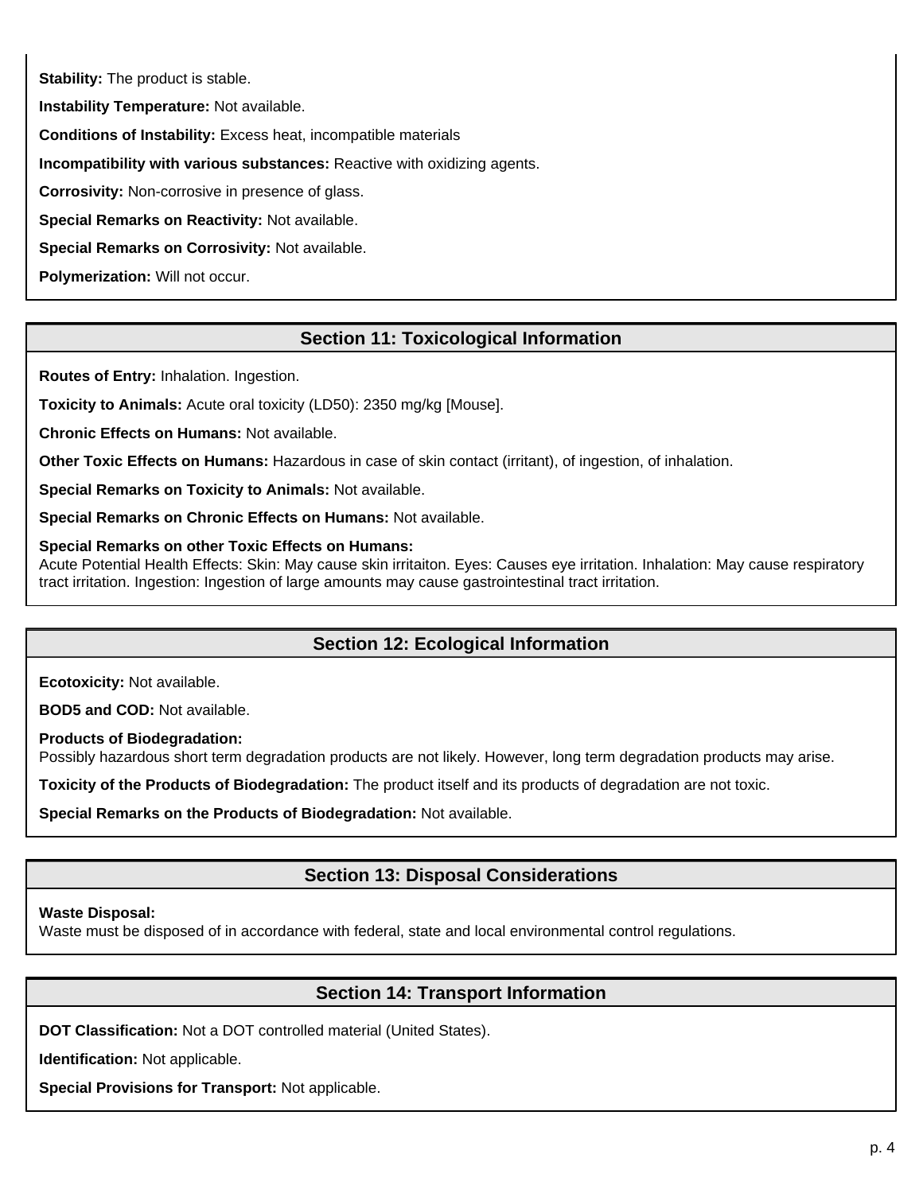**Stability:** The product is stable.

**Instability Temperature:** Not available.

**Conditions of Instability:** Excess heat, incompatible materials

**Incompatibility with various substances:** Reactive with oxidizing agents.

**Corrosivity:** Non-corrosive in presence of glass.

**Special Remarks on Reactivity:** Not available.

**Special Remarks on Corrosivity:** Not available.

**Polymerization:** Will not occur.

## Section 11: Toxicological Information

**Routes of Entry:** Inhalation. Ingestion.

**Toxicity to Animals:** Acute oral toxicity (LD50): 2350 mg/kg [Mouse].

**Chronic Effects on Humans:** Not available.

**Other Toxic Effects on Humans:** Hazardous in case of skin contact (irritant), of ingestion, of inhalation.

**Special Remarks on Toxicity to Animals:** Not available.

**Special Remarks on Chronic Effects on Humans:** Not available.

**Special Remarks on other Toxic Effects on Humans:**
Acute Potential Health Effects: Skin: May cause skin irritaiton. Eyes: Causes eye irritation. Inhalation: May cause respiratory tract irritation. Ingestion: Ingestion of large amounts may cause gastrointestinal tract irritation.

## Section 12: Ecological Information

**Ecotoxicity:** Not available.

**BOD5 and COD:** Not available.

**Products of Biodegradation:**
Possibly hazardous short term degradation products are not likely. However, long term degradation products may arise.

**Toxicity of the Products of Biodegradation:** The product itself and its products of degradation are not toxic.

**Special Remarks on the Products of Biodegradation:** Not available.

## Section 13: Disposal Considerations

**Waste Disposal:**
Waste must be disposed of in accordance with federal, state and local environmental control regulations.

## Section 14: Transport Information

**DOT Classification:** Not a DOT controlled material (United States).

**Identification:** Not applicable.

**Special Provisions for Transport:** Not applicable.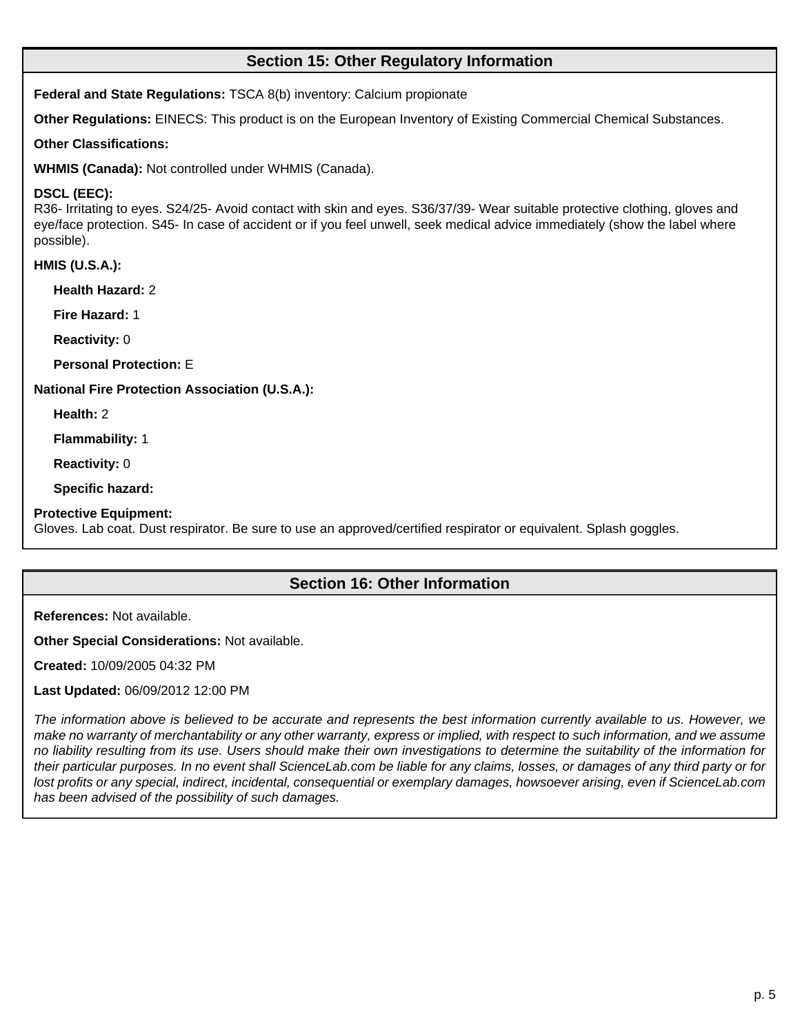## Section 15: Other Regulatory Information

**Federal and State Regulations:** TSCA 8(b) inventory: Calcium propionate

**Other Regulations:** EINECS: This product is on the European Inventory of Existing Commercial Chemical Substances.

**Other Classifications:**

**WHMIS (Canada):** Not controlled under WHMIS (Canada).

**DSCL (EEC):**
R36- Irritating to eyes. S24/25- Avoid contact with skin and eyes. S36/37/39- Wear suitable protective clothing, gloves and eye/face protection. S45- In case of accident or if you feel unwell, seek medical advice immediately (show the label where possible).

**HMIS (U.S.A.):**

- **Health Hazard:** 2
- **Fire Hazard:** 1
- **Reactivity:** 0
- **Personal Protection:** E

**National Fire Protection Association (U.S.A.):**

- **Health:** 2
- **Flammability:** 1
- **Reactivity:** 0
- **Specific hazard:**

**Protective Equipment:**
Gloves. Lab coat. Dust respirator. Be sure to use an approved/certified respirator or equivalent. Splash goggles.

## Section 16: Other Information

**References:** Not available.

**Other Special Considerations:** Not available.

**Created:** 10/09/2005 04:32 PM

**Last Updated:** 06/09/2012 12:00 PM

*The information above is believed to be accurate and represents the best information currently available to us. However, we make no warranty of merchantability or any other warranty, express or implied, with respect to such information, and we assume no liability resulting from its use. Users should make their own investigations to determine the suitability of the information for their particular purposes. In no event shall ScienceLab.com be liable for any claims, losses, or damages of any third party or for lost profits or any special, indirect, incidental, consequential or exemplary damages, howsoever arising, even if ScienceLab.com has been advised of the possibility of such damages.*